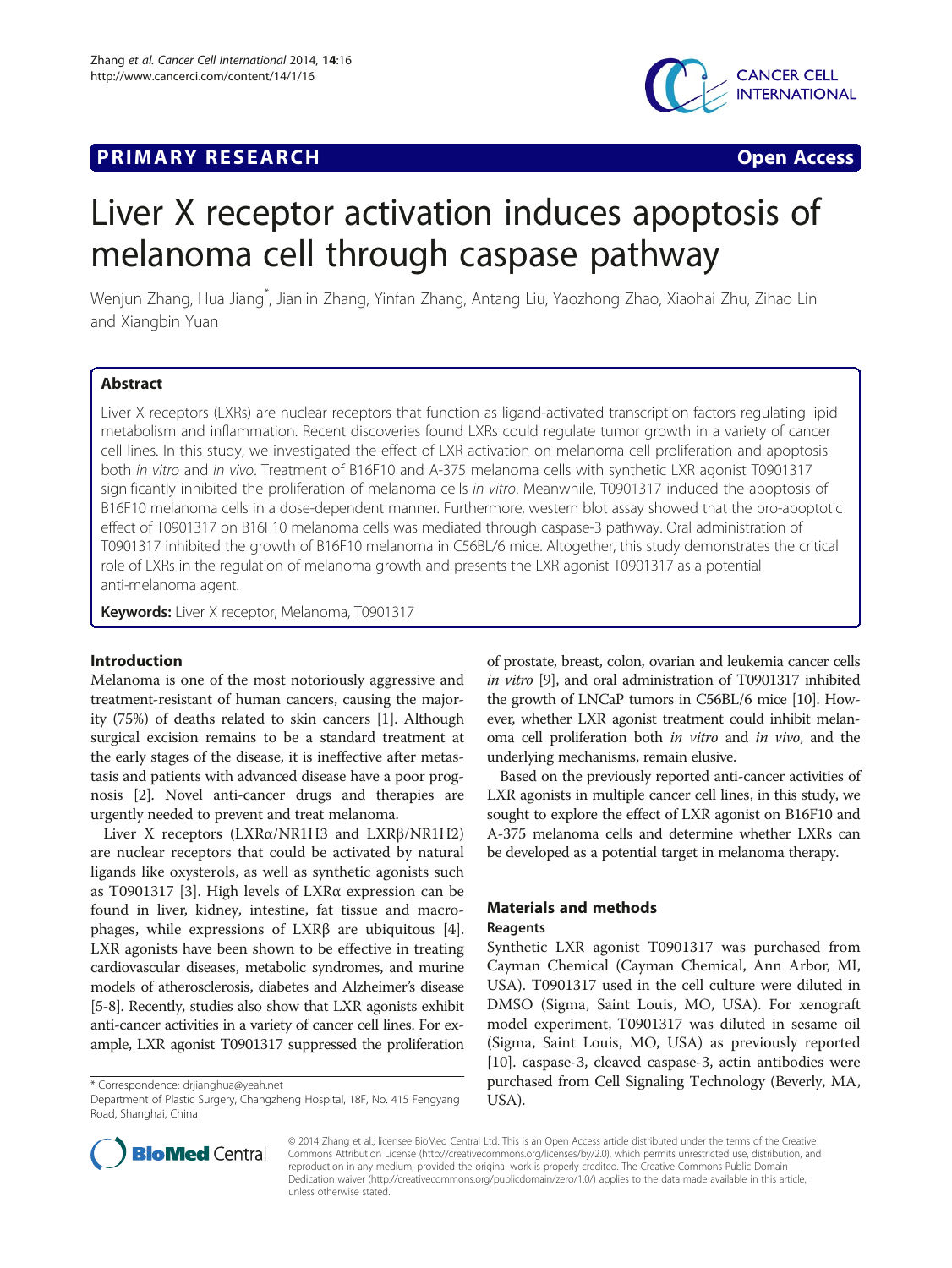PRIMARY RESEARCH Open Access

# Liver X receptor activation induces apoptosis of melanoma cell through caspase pathway

Wenjun Zhang, Hua Jiang*, Jianlin Zhang, Yinfan Zhang, Antang Liu, Yaozhong Zhao, Xiaohai Zhu, Zihao Lin and Xiangbin Yuan

## Abstract

Liver X receptors (LXRs) are nuclear receptors that function as ligand-activated transcription factors regulating lipid metabolism and inflammation. Recent discoveries found LXRs could regulate tumor growth in a variety of cancer cell lines. In this study, we investigated the effect of LXR activation on melanoma cell proliferation and apoptosis both *in vitro* and *in vivo*. Treatment of B16F10 and A-375 melanoma cells with synthetic LXR agonist T0901317 significantly inhibited the proliferation of melanoma cells *in vitro*. Meanwhile, T0901317 induced the apoptosis of B16F10 melanoma cells in a dose-dependent manner. Furthermore, western blot assay showed that the pro-apoptotic effect of T0901317 on B16F10 melanoma cells was mediated through caspase-3 pathway. Oral administration of T0901317 inhibited the growth of B16F10 melanoma in C56BL/6 mice. Altogether, this study demonstrates the critical role of LXRs in the regulation of melanoma growth and presents the LXR agonist T0901317 as a potential anti-melanoma agent.

**Keywords:** Liver X receptor, Melanoma, T0901317

## Introduction

Melanoma is one of the most notoriously aggressive and treatment-resistant of human cancers, causing the majority (75%) of deaths related to skin cancers [1]. Although surgical excision remains to be a standard treatment at the early stages of the disease, it is ineffective after metastasis and patients with advanced disease have a poor prognosis [2]. Novel anti-cancer drugs and therapies are urgently needed to prevent and treat melanoma.

Liver X receptors (LXRα/NR1H3 and LXRβ/NR1H2) are nuclear receptors that could be activated by natural ligands like oxysterols, as well as synthetic agonists such as T0901317 [3]. High levels of LXRα expression can be found in liver, kidney, intestine, fat tissue and macrophages, while expressions of LXRβ are ubiquitous [4]. LXR agonists have been shown to be effective in treating cardiovascular diseases, metabolic syndromes, and murine models of atherosclerosis, diabetes and Alzheimer's disease [5-8]. Recently, studies also show that LXR agonists exhibit anti-cancer activities in a variety of cancer cell lines. For example, LXR agonist T0901317 suppressed the proliferation of prostate, breast, colon, ovarian and leukemia cancer cells *in vitro* [9], and oral administration of T0901317 inhibited the growth of LNCaP tumors in C56BL/6 mice [10]. However, whether LXR agonist treatment could inhibit melanoma cell proliferation both *in vitro* and *in vivo*, and the underlying mechanisms, remain elusive.

Based on the previously reported anti-cancer activities of LXR agonists in multiple cancer cell lines, in this study, we sought to explore the effect of LXR agonist on B16F10 and A-375 melanoma cells and determine whether LXRs can be developed as a potential target in melanoma therapy.

## Materials and methods

### Reagents

Synthetic LXR agonist T0901317 was purchased from Cayman Chemical (Cayman Chemical, Ann Arbor, MI, USA). T0901317 used in the cell culture were diluted in DMSO (Sigma, Saint Louis, MO, USA). For xenograft model experiment, T0901317 was diluted in sesame oil (Sigma, Saint Louis, MO, USA) as previously reported [10]. caspase-3, cleaved caspase-3, actin antibodies were purchased from Cell Signaling Technology (Beverly, MA, USA).

\* Correspondence: drjianghua@yeah.net

Department of Plastic Surgery, Changzheng Hospital, 18F, No. 415 Fengyang Road, Shanghai, China

© 2014 Zhang et al.; licensee BioMed Central Ltd. This is an Open Access article distributed under the terms of the Creative Commons Attribution License (http://creativecommons.org/licenses/by/2.0), which permits unrestricted use, distribution, and reproduction in any medium, provided the original work is properly credited. The Creative Commons Public Domain Dedication waiver (http://creativecommons.org/publicdomain/zero/1.0/) applies to the data made available in this article, unless otherwise stated.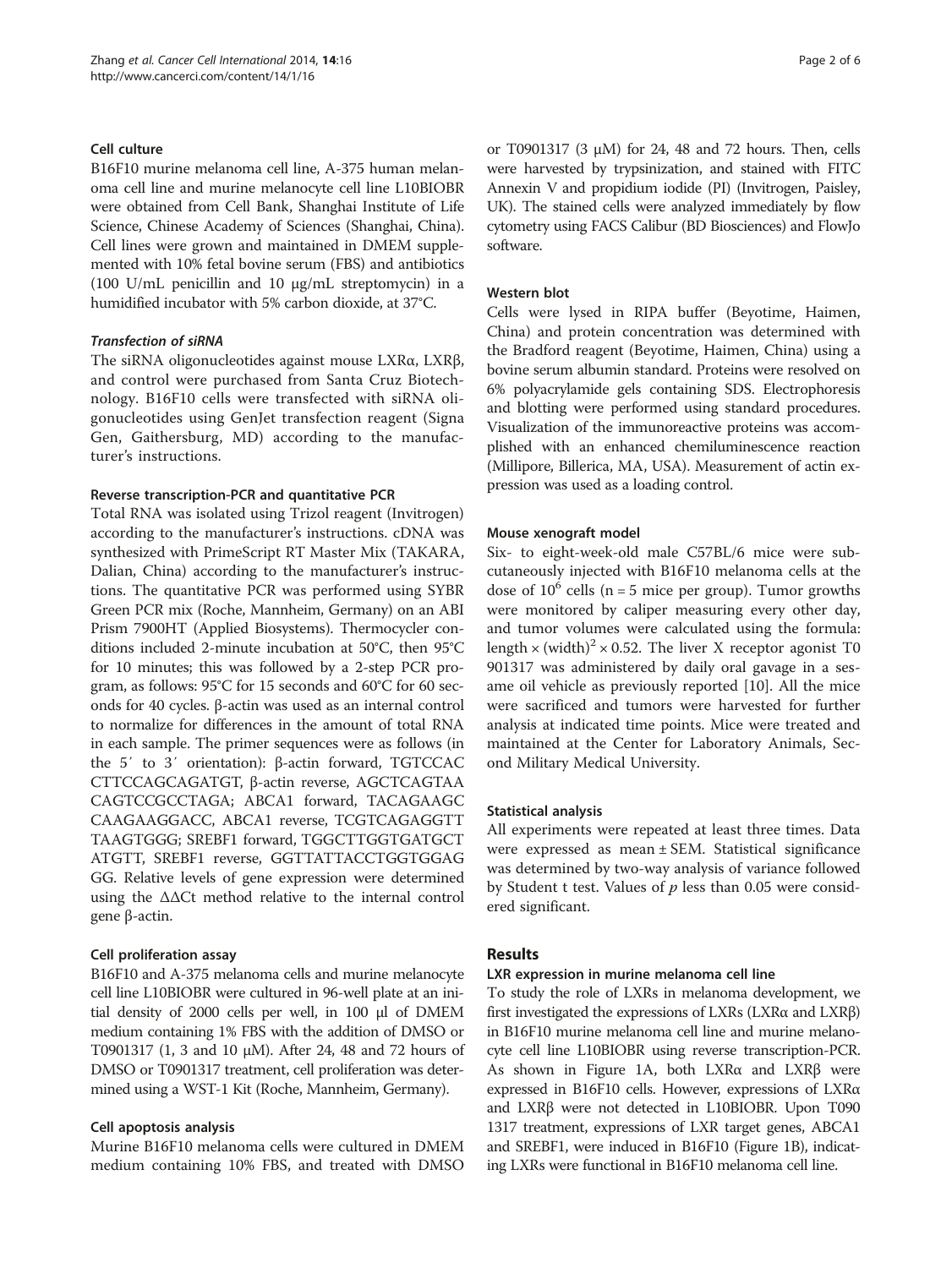#### Cell culture

B16F10 murine melanoma cell line, A-375 human melanoma cell line and murine melanocyte cell line L10BIOBR were obtained from Cell Bank, Shanghai Institute of Life Science, Chinese Academy of Sciences (Shanghai, China). Cell lines were grown and maintained in DMEM supplemented with 10% fetal bovine serum (FBS) and antibiotics (100 U/mL penicillin and 10 μg/mL streptomycin) in a humidified incubator with 5% carbon dioxide, at 37°C.

#### *Transfection of siRNA*

The siRNA oligonucleotides against mouse LXRα, LXRβ, and control were purchased from Santa Cruz Biotechnology. B16F10 cells were transfected with siRNA oligonucleotides using GenJet transfection reagent (Signa Gen, Gaithersburg, MD) according to the manufacturer's instructions.

#### Reverse transcription-PCR and quantitative PCR

Total RNA was isolated using Trizol reagent (Invitrogen) according to the manufacturer's instructions. cDNA was synthesized with PrimeScript RT Master Mix (TAKARA, Dalian, China) according to the manufacturer's instructions. The quantitative PCR was performed using SYBR Green PCR mix (Roche, Mannheim, Germany) on an ABI Prism 7900HT (Applied Biosystems). Thermocycler conditions included 2-minute incubation at 50°C, then 95°C for 10 minutes; this was followed by a 2-step PCR program, as follows: 95°C for 15 seconds and 60°C for 60 seconds for 40 cycles. β-actin was used as an internal control to normalize for differences in the amount of total RNA in each sample. The primer sequences were as follows (in the 5′ to 3′ orientation): β-actin forward, TGTCCAC CTTCCAGCAGATGT, β-actin reverse, AGCTCAGTAA CAGTCCGCCTAGA; ABCA1 forward, TACAGAAGC CAAGAAGGACC, ABCA1 reverse, TCGTCAGAGGTT TAAGTGGG; SREBF1 forward, TGGCTTGGTGATGCT ATGTT, SREBF1 reverse, GGTTATTACCTGGTGGAG GG. Relative levels of gene expression were determined using the ΔΔCt method relative to the internal control gene β-actin.

#### Cell proliferation assay

B16F10 and A-375 melanoma cells and murine melanocyte cell line L10BIOBR were cultured in 96-well plate at an initial density of 2000 cells per well, in 100 μl of DMEM medium containing 1% FBS with the addition of DMSO or T0901317 (1, 3 and 10 μM). After 24, 48 and 72 hours of DMSO or T0901317 treatment, cell proliferation was determined using a WST-1 Kit (Roche, Mannheim, Germany).

#### Cell apoptosis analysis

Murine B16F10 melanoma cells were cultured in DMEM medium containing 10% FBS, and treated with DMSO or T0901317 (3 μM) for 24, 48 and 72 hours. Then, cells were harvested by trypsinization, and stained with FITC Annexin V and propidium iodide (PI) (Invitrogen, Paisley, UK). The stained cells were analyzed immediately by flow cytometry using FACS Calibur (BD Biosciences) and FlowJo software.

#### Western blot

Cells were lysed in RIPA buffer (Beyotime, Haimen, China) and protein concentration was determined with the Bradford reagent (Beyotime, Haimen, China) using a bovine serum albumin standard. Proteins were resolved on 6% polyacrylamide gels containing SDS. Electrophoresis and blotting were performed using standard procedures. Visualization of the immunoreactive proteins was accomplished with an enhanced chemiluminescence reaction (Millipore, Billerica, MA, USA). Measurement of actin expression was used as a loading control.

#### Mouse xenograft model

Six- to eight-week-old male C57BL/6 mice were subcutaneously injected with B16F10 melanoma cells at the dose of $10^6$ cells (n = 5 mice per group). Tumor growths were monitored by caliper measuring every other day, and tumor volumes were calculated using the formula: length × $(\text{width})^2$ × 0.52. The liver X receptor agonist T0 901317 was administered by daily oral gavage in a sesame oil vehicle as previously reported [10]. All the mice were sacrificed and tumors were harvested for further analysis at indicated time points. Mice were treated and maintained at the Center for Laboratory Animals, Second Military Medical University.

#### Statistical analysis

All experiments were repeated at least three times. Data were expressed as mean ± SEM. Statistical significance was determined by two-way analysis of variance followed by Student t test. Values of $p$ less than 0.05 were considered significant.

## Results

#### LXR expression in murine melanoma cell line

To study the role of LXRs in melanoma development, we first investigated the expressions of LXRs (LXRα and LXRβ) in B16F10 murine melanoma cell line and murine melanocyte cell line L10BIOBR using reverse transcription-PCR. As shown in Figure 1A, both LXRα and LXRβ were expressed in B16F10 cells. However, expressions of LXRα and LXRβ were not detected in L10BIOBR. Upon T090 1317 treatment, expressions of LXR target genes, ABCA1 and SREBF1, were induced in B16F10 (Figure 1B), indicating LXRs were functional in B16F10 melanoma cell line.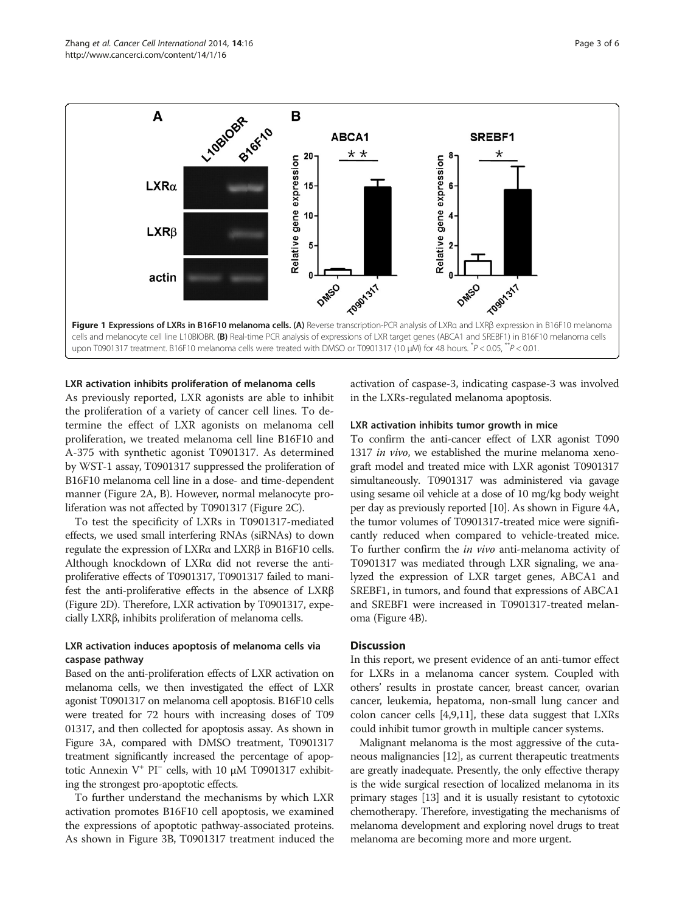**Figure 1 Expressions of LXRs in B16F10 melanoma cells. (A)** Reverse transcription-PCR analysis of LXRα and LXRβ expression in B16F10 melanoma cells and melanocyte cell line L10BIOBR. **(B)** Real-time PCR analysis of expressions of LXR target genes (ABCA1 and SREBF1) in B16F10 melanoma cells upon T0901317 treatment. B16F10 melanoma cells were treated with DMSO or T0901317 (10 μM) for 48 hours. *$P < 0.05$, **$P < 0.01$.

### LXR activation inhibits proliferation of melanoma cells

As previously reported, LXR agonists are able to inhibit the proliferation of a variety of cancer cell lines. To determine the effect of LXR agonists on melanoma cell proliferation, we treated melanoma cell line B16F10 and A-375 with synthetic agonist T0901317. As determined by WST-1 assay, T0901317 suppressed the proliferation of B16F10 melanoma cell line in a dose- and time-dependent manner (Figure 2A, B). However, normal melanocyte proliferation was not affected by T0901317 (Figure 2C).

To test the specificity of LXRs in T0901317-mediated effects, we used small interfering RNAs (siRNAs) to down regulate the expression of LXRα and LXRβ in B16F10 cells. Although knockdown of LXRα did not reverse the anti-proliferative effects of T0901317, T0901317 failed to manifest the anti-proliferative effects in the absence of LXRβ (Figure 2D). Therefore, LXR activation by T0901317, especially LXRβ, inhibits proliferation of melanoma cells.

### LXR activation induces apoptosis of melanoma cells via caspase pathway

Based on the anti-proliferation effects of LXR activation on melanoma cells, we then investigated the effect of LXR agonist T0901317 on melanoma cell apoptosis. B16F10 cells were treated for 72 hours with increasing doses of T09 01317, and then collected for apoptosis assay. As shown in Figure 3A, compared with DMSO treatment, T0901317 treatment significantly increased the percentage of apoptotic Annexin $V^{+}$ $PI^{-}$ cells, with 10 μM T0901317 exhibiting the strongest pro-apoptotic effects.

To further understand the mechanisms by which LXR activation promotes B16F10 cell apoptosis, we examined the expressions of apoptotic pathway-associated proteins. As shown in Figure 3B, T0901317 treatment induced the activation of caspase-3, indicating caspase-3 was involved in the LXRs-regulated melanoma apoptosis.

### LXR activation inhibits tumor growth in mice

To confirm the anti-cancer effect of LXR agonist T090 1317 *in vivo*, we established the murine melanoma xenograft model and treated mice with LXR agonist T0901317 simultaneously. T0901317 was administered via gavage using sesame oil vehicle at a dose of 10 mg/kg body weight per day as previously reported [10]. As shown in Figure 4A, the tumor volumes of T0901317-treated mice were significantly reduced when compared to vehicle-treated mice. To further confirm the *in vivo* anti-melanoma activity of T0901317 was mediated through LXR signaling, we analyzed the expression of LXR target genes, ABCA1 and SREBF1, in tumors, and found that expressions of ABCA1 and SREBF1 were increased in T0901317-treated melanoma (Figure 4B).

## Discussion

In this report, we present evidence of an anti-tumor effect for LXRs in a melanoma cancer system. Coupled with others' results in prostate cancer, breast cancer, ovarian cancer, leukemia, hepatoma, non-small lung cancer and colon cancer cells [4,9,11], these data suggest that LXRs could inhibit tumor growth in multiple cancer systems.

Malignant melanoma is the most aggressive of the cutaneous malignancies [12], as current therapeutic treatments are greatly inadequate. Presently, the only effective therapy is the wide surgical resection of localized melanoma in its primary stages [13] and it is usually resistant to cytotoxic chemotherapy. Therefore, investigating the mechanisms of melanoma development and exploring novel drugs to treat melanoma are becoming more and more urgent.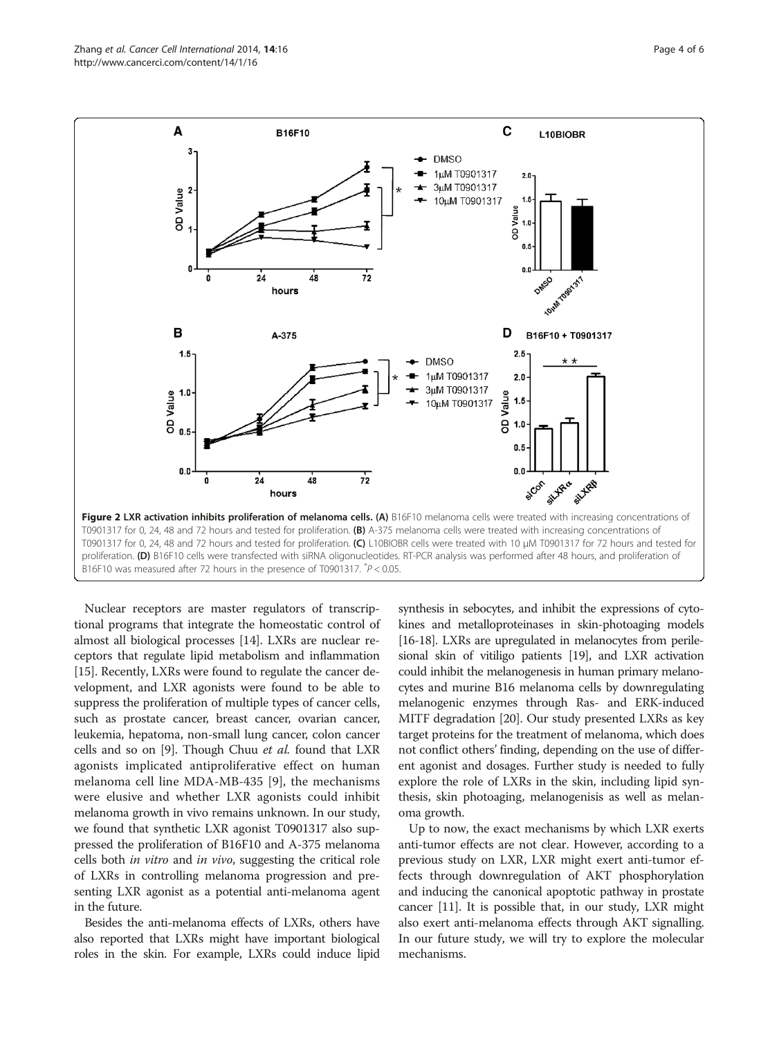**Figure 2 LXR activation inhibits proliferation of melanoma cells. (A)** B16F10 melanoma cells were treated with increasing concentrations of T0901317 for 0, 24, 48 and 72 hours and tested for proliferation. **(B)** A-375 melanoma cells were treated with increasing concentrations of T0901317 for 0, 24, 48 and 72 hours and tested for proliferation. **(C)** L10BIOBR cells were treated with 10 μM T0901317 for 72 hours and tested for proliferation. **(D)** B16F10 cells were transfected with siRNA oligonucleotides. RT-PCR analysis was performed after 48 hours, and proliferation of B16F10 was measured after 72 hours in the presence of T0901317. *$P < 0.05$.

Nuclear receptors are master regulators of transcriptional programs that integrate the homeostatic control of almost all biological processes [14]. LXRs are nuclear receptors that regulate lipid metabolism and inflammation [15]. Recently, LXRs were found to regulate the cancer development, and LXR agonists were found to be able to suppress the proliferation of multiple types of cancer cells, such as prostate cancer, breast cancer, ovarian cancer, leukemia, hepatoma, non-small lung cancer, colon cancer cells and so on [9]. Though Chuu *et al.* found that LXR agonists implicated antiproliferative effect on human melanoma cell line MDA-MB-435 [9], the mechanisms were elusive and whether LXR agonists could inhibit melanoma growth in vivo remains unknown. In our study, we found that synthetic LXR agonist T0901317 also suppressed the proliferation of B16F10 and A-375 melanoma cells both *in vitro* and *in vivo*, suggesting the critical role of LXRs in controlling melanoma progression and presenting LXR agonist as a potential anti-melanoma agent in the future.

Besides the anti-melanoma effects of LXRs, others have also reported that LXRs might have important biological roles in the skin. For example, LXRs could induce lipid synthesis in sebocytes, and inhibit the expressions of cytokines and metalloproteinases in skin-photoaging models [16-18]. LXRs are upregulated in melanocytes from perilesional skin of vitiligo patients [19], and LXR activation could inhibit the melanogenesis in human primary melanocytes and murine B16 melanoma cells by downregulating melanogenic enzymes through Ras- and ERK-induced MITF degradation [20]. Our study presented LXRs as key target proteins for the treatment of melanoma, which does not conflict others' finding, depending on the use of different agonist and dosages. Further study is needed to fully explore the role of LXRs in the skin, including lipid synthesis, skin photoaging, melanogenisis as well as melanoma growth.

Up to now, the exact mechanisms by which LXR exerts anti-tumor effects are not clear. However, according to a previous study on LXR, LXR might exert anti-tumor effects through downregulation of AKT phosphorylation and inducing the canonical apoptotic pathway in prostate cancer [11]. It is possible that, in our study, LXR might also exert anti-melanoma effects through AKT signalling. In our future study, we will try to explore the molecular mechanisms.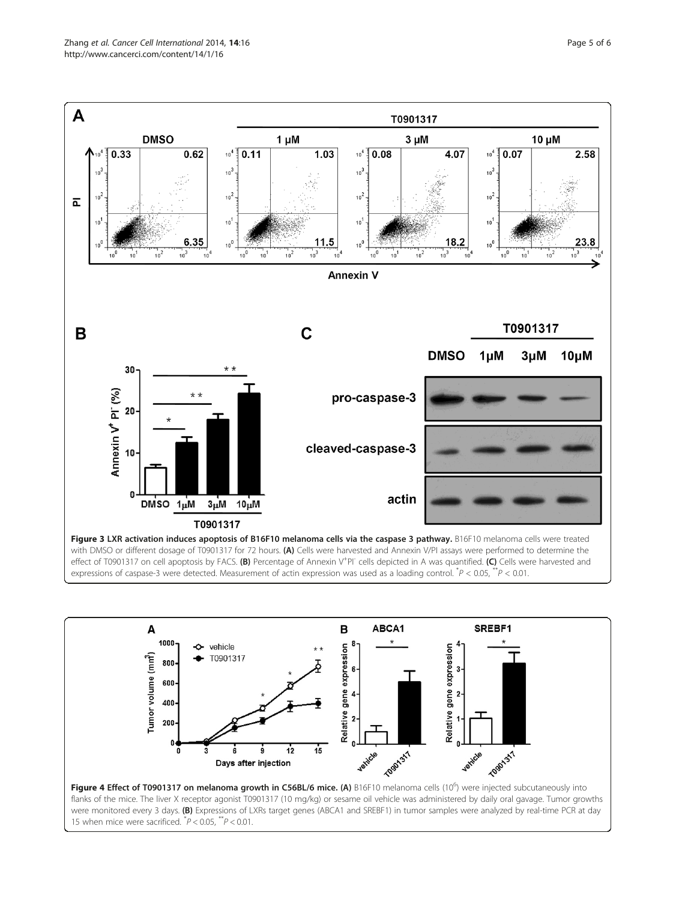A

T0901317

DMSO

1 μM

3 μM

10 μM

0.33 0.62

6.35

0.11 1.03

11.5

0.08 4.07

18.2

0.07 2.58

23.8

PI

Annexin V

B

Annexin V+ PI- (%)

DMSO 1μM 3μM 10μM

T0901317

C

T0901317

DMSO 1μM 3μM 10μM

pro-caspase-3

cleaved-caspase-3

actin

**Figure 3 LXR activation induces apoptosis of B16F10 melanoma cells via the caspase 3 pathway.** B16F10 melanoma cells were treated with DMSO or different dosage of T0901317 for 72 hours. **(A)** Cells were harvested and Annexin V/PI assays were performed to determine the effect of T0901317 on cell apoptosis by FACS. **(B)** Percentage of Annexin $V^{+}PI^{-}$ cells depicted in A was quantified. **(C)** Cells were harvested and expressions of caspase-3 were detected. Measurement of actin expression was used as a loading control. $^{*}P < 0.05$, $^{**}P < 0.01$.

A

Tumor volume (mm³)

vehicle

T0901317

Days after injection

B

ABCA1

SREBF1

Relative gene expression

vehicle

T0901317

**Figure 4 Effect of T0901317 on melanoma growth in C56BL/6 mice. (A)** B16F10 melanoma cells ($10^{6}$) were injected subcutaneously into flanks of the mice. The liver X receptor agonist T0901317 (10 mg/kg) or sesame oil vehicle was administered by daily oral gavage. Tumor growths were monitored every 3 days. **(B)** Expressions of LXRs target genes (ABCA1 and SREBF1) in tumor samples were analyzed by real-time PCR at day 15 when mice were sacrificed. $^{*}P < 0.05$, $^{**}P < 0.01$.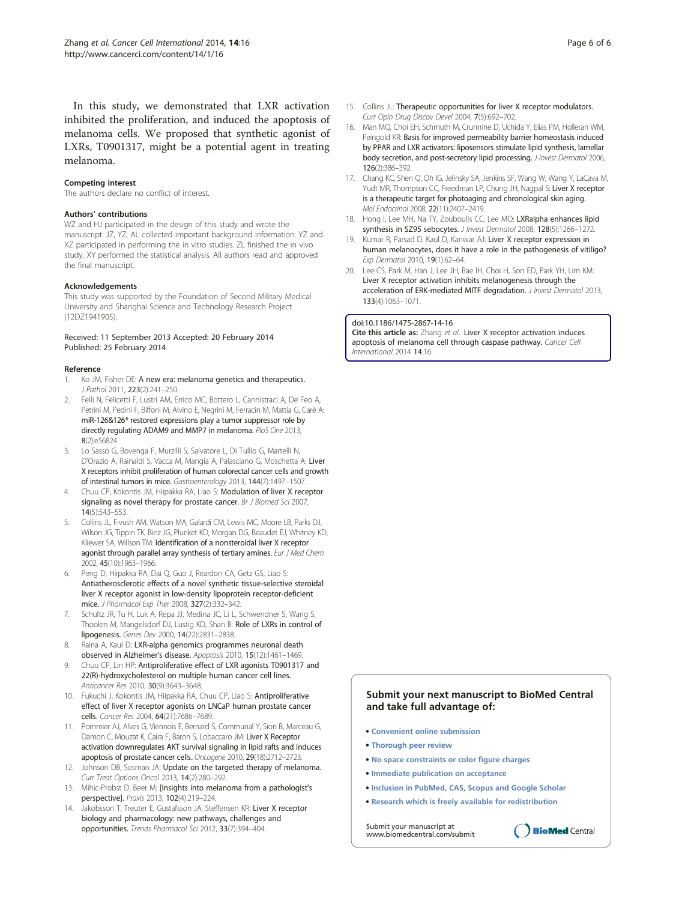In this study, we demonstrated that LXR activation inhibited the proliferation, and induced the apoptosis of melanoma cells. We proposed that synthetic agonist of LXRs, T0901317, might be a potential agent in treating melanoma.

### Competing interest

The authors declare no conflict of interest.

### Authors' contributions

WZ and HJ participated in the design of this study and wrote the manuscript. JZ, YZ, AL collected important background information. YZ and XZ participated in performing the in vitro studies. ZL finished the in vivo study. XY performed the statistical analysis. All authors read and approved the final manuscript.

### Acknowledgements

This study was supported by the Foundation of Second Military Medical University and Shanghai Science and Technology Research Project (12DZ1941905).

Received: 11 September 2013 Accepted: 20 February 2014
Published: 25 February 2014

### Reference

1. Ko JM, Fisher DE: **A new era: melanoma genetics and therapeutics.** *J Pathol* 2011, **223**(2):241–250.
2. Felli N, Felicetti F, Lustri AM, Errico MC, Bottero L, Cannistraci A, De Feo A, Petrini M, Pedini F, Biffoni M, Alvino E, Negrini M, Ferracin M, Mattia G, Carè A: **miR-126&126* restored expressions play a tumor suppressor role by directly regulating ADAM9 and MMP7 in melanoma.** *PloS One* 2013, **8**(2):e56824.
3. Lo Sasso G, Bovenga F, Murzilli S, Salvatore L, Di Tullio G, Martelli N, D'Orazio A, Rainaldi S, Vacca M, Mangia A, Palasciano G, Moschetta A: **Liver X receptors inhibit proliferation of human colorectal cancer cells and growth of intestinal tumors in mice.** *Gastroenterology* 2013, **144**(7):1497–1507.
4. Chuu CP, Kokontis JM, Hiipakka RA, Liao S: **Modulation of liver X receptor signaling as novel therapy for prostate cancer.** *Br J Biomed Sci* 2007, **14**(5):543–553.
5. Collins JL, Fivush AM, Watson MA, Galardi CM, Lewis MC, Moore LB, Parks DJ, Wilson JG, Tippin TK, Binz JG, Plunket KD, Morgan DG, Beaudet EJ, Whitney KD, Kliewer SA, Willson TM: **Identification of a nonsteroidal liver X receptor agonist through parallel array synthesis of tertiary amines.** *Eur J Med Chem* 2002, **45**(10):1963–1966.
6. Peng D, Hiipakka RA, Dai Q, Guo J, Reardon CA, Getz GS, Liao S: **Antiatherosclerotic effects of a novel synthetic tissue-selective steroidal liver X receptor agonist in low-density lipoprotein receptor-deficient mice.** *J Pharmacol Exp Ther* 2008, **327**(2):332–342.
7. Schultz JR, Tu H, Luk A, Repa JJ, Medina JC, Li L, Schwendner S, Wang S, Thoolen M, Mangelsdorf DJ, Lustig KD, Shan B: **Role of LXRs in control of lipogenesis.** *Genes Dev* 2000, **14**(22):2831–2838.
8. Raina A, Kaul D: **LXR-alpha genomics programmes neuronal death observed in Alzheimer's disease.** *Apoptosis* 2010, **15**(12):1461–1469.
9. Chuu CP, Lin HP: **Antiproliferative effect of LXR agonists T0901317 and 22(R)-hydroxycholesterol on multiple human cancer cell lines.** *Anticancer Res* 2010, **30**(9):3643–3648.
10. Fukuchi J, Kokontis JM, Hiipakka RA, Chuu CP, Liao S: **Antiproliferative effect of liver X receptor agonists on LNCaP human prostate cancer cells.** *Cancer Res* 2004, **64**(21):7686–7689.
11. Pommier AJ, Alves G, Viennois E, Bernard S, Communal Y, Sion B, Marceau G, Damon C, Mouzat K, Caira F, Baron S, Lobaccaro JM: **Liver X Receptor activation downregulates AKT survival signaling in lipid rafts and induces apoptosis of prostate cancer cells.** *Oncogene* 2010, **29**(18):2712–2723.
12. Johnson DB, Sosman JA: **Update on the targeted therapy of melanoma.** *Curr Treat Options Oncol* 2013, **14**(2):280–292.
13. Mihic-Probst D, Beer M: **[Insights into melanoma from a pathologist's perspective].** *Praxis* 2013, **102**(4):219–224.
14. Jakobsson T, Treuter E, Gustafsson JA, Steffensen KR: **Liver X receptor biology and pharmacology: new pathways, challenges and opportunities.** *Trends Pharmacol Sci* 2012, **33**(7):394–404.
15. Collins JL: **Therapeutic opportunities for liver X receptor modulators.** *Curr Opin Drug Discov Devel* 2004, **7**(5):692–702.
16. Man MQ, Choi EH, Schmuth M, Crumrine D, Uchida Y, Elias PM, Holleran WM, Feingold KR: **Basis for improved permeability barrier homeostasis induced by PPAR and LXR activators: liposensors stimulate lipid synthesis, lamellar body secretion, and post-secretory lipid processing.** *J Invest Dermatol* 2006, **126**(2):386–392.
17. Chang KC, Shen Q, Oh IG, Jelinsky SA, Jenkins SF, Wang W, Wang Y, LaCava M, Yudt MR, Thompson CC, Freedman LP, Chung JH, Nagpal S: **Liver X receptor is a therapeutic target for photoaging and chronological skin aging.** *Mol Endocrinol* 2008, **22**(11):2407–2419.
18. Hong I, Lee MH, Na TY, Zouboulis CC, Lee MO: **LXRalpha enhances lipid synthesis in SZ95 sebocytes.** *J Invest Dermatol* 2008, **128**(5):1266–1272.
19. Kumar R, Parsad D, Kaul D, Kanwar AJ: **Liver X receptor expression in human melanocytes, does it have a role in the pathogenesis of vitiligo?** *Exp Dermatol* 2010, **19**(1):62–64.
20. Lee CS, Park M, Han J, Lee JH, Bae IH, Choi H, Son ED, Park YH, Lim KM: **Liver X receptor activation inhibits melanogenesis through the acceleration of ERK-mediated MITF degradation.** *J Invest Dermatol* 2013, **133**(4):1063–1071.

doi:10.1186/1475-2867-14-16
**Cite this article as:** Zhang *et al.*: Liver X receptor activation induces apoptosis of melanoma cell through caspase pathway. *Cancer Cell International* 2014 14:16.